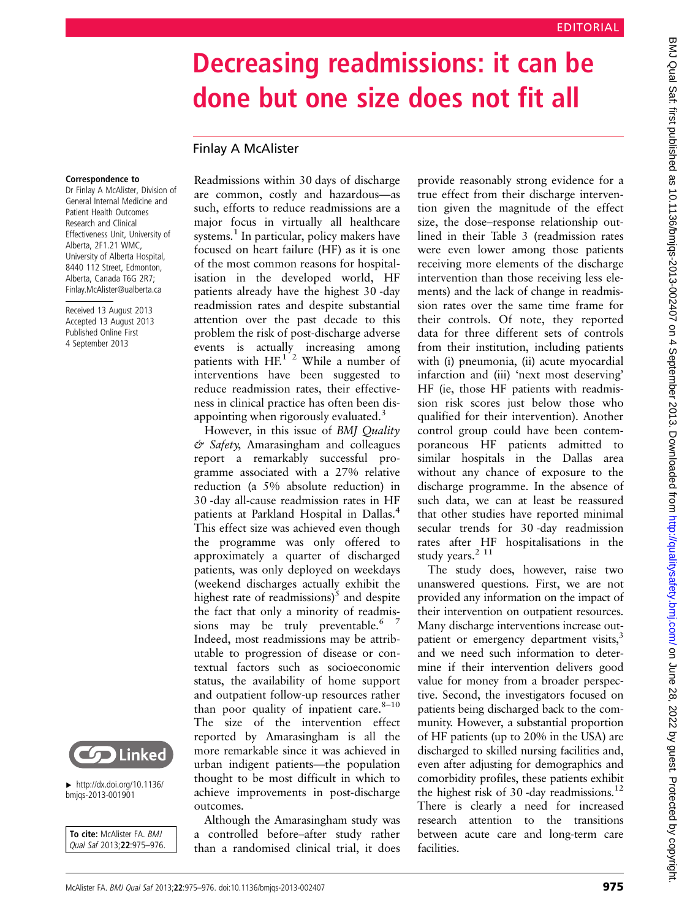EDITORIAL

# Decreasing readmissions: it can be done but one size does not fit all

Finlay A McAlister

**Correspondence to**
Dr Finlay A McAlister, Division of General Internal Medicine and Patient Health Outcomes Research and Clinical Effectiveness Unit, University of Alberta, 2F1.21 WMC, University of Alberta Hospital, 8440 112 Street, Edmonton, Alberta, Canada T6G 2R7; Finlay.McAlister@ualberta.ca

Received 13 August 2013
Accepted 13 August 2013
Published Online First 4 September 2013

▸ http://dx.doi.org/10.1136/bmjqs-2013-001901

**To cite:** McAlister FA. *BMJ Qual Saf* 2013;**22**:975–976.

Readmissions within 30 days of discharge are common, costly and hazardous—as such, efforts to reduce readmissions are a major focus in virtually all healthcare systems.[1] In particular, policy makers have focused on heart failure (HF) as it is one of the most common reasons for hospitalisation in the developed world, HF patients already have the highest 30 -day readmission rates and despite substantial attention over the past decade to this problem the risk of post-discharge adverse events is actually increasing among patients with HF.[1 2] While a number of interventions have been suggested to reduce readmission rates, their effectiveness in clinical practice has often been disappointing when rigorously evaluated.[3]

However, in this issue of *BMJ Quality & Safety*, Amarasingham and colleagues report a remarkably successful programme associated with a 27% relative reduction (a 5% absolute reduction) in 30 -day all-cause readmission rates in HF patients at Parkland Hospital in Dallas.[4] This effect size was achieved even though the programme was only offered to approximately a quarter of discharged patients, was only deployed on weekdays (weekend discharges actually exhibit the highest rate of readmissions)[5] and despite the fact that only a minority of readmissions may be truly preventable.[6 7] Indeed, most readmissions may be attributable to progression of disease or contextual factors such as socioeconomic status, the availability of home support and outpatient follow-up resources rather than poor quality of inpatient care.[8–10] The size of the intervention effect reported by Amarasingham is all the more remarkable since it was achieved in urban indigent patients—the population thought to be most difficult in which to achieve improvements in post-discharge outcomes.

Although the Amarasingham study was a controlled before–after study rather than a randomised clinical trial, it does provide reasonably strong evidence for a true effect from their discharge intervention given the magnitude of the effect size, the dose–response relationship outlined in their Table 3 (readmission rates were even lower among those patients receiving more elements of the discharge intervention than those receiving less elements) and the lack of change in readmission rates over the same time frame for their controls. Of note, they reported data for three different sets of controls from their institution, including patients with (i) pneumonia, (ii) acute myocardial infarction and (iii) 'next most deserving' HF (ie, those HF patients with readmission risk scores just below those who qualified for their intervention). Another control group could have been contemporaneous HF patients admitted to similar hospitals in the Dallas area without any chance of exposure to the discharge programme. In the absence of such data, we can at least be reassured that other studies have reported minimal secular trends for 30 -day readmission rates after HF hospitalisations in the study years.[2 11]

The study does, however, raise two unanswered questions. First, we are not provided any information on the impact of their intervention on outpatient resources. Many discharge interventions increase outpatient or emergency department visits,[3] and we need such information to determine if their intervention delivers good value for money from a broader perspective. Second, the investigators focused on patients being discharged back to the community. However, a substantial proportion of HF patients (up to 20% in the USA) are discharged to skilled nursing facilities and, even after adjusting for demographics and comorbidity profiles, these patients exhibit the highest risk of 30 -day readmissions.[12] There is clearly a need for increased research attention to the transitions between acute care and long-term care facilities.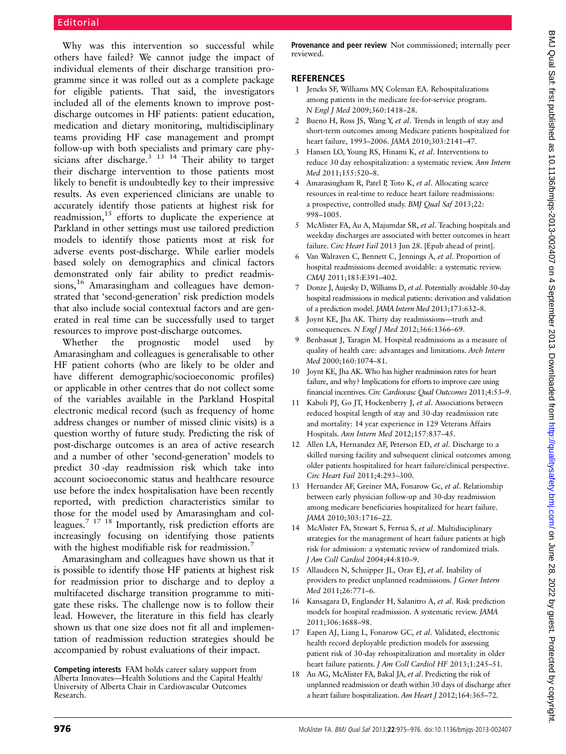Why was this intervention so successful while others have failed? We cannot judge the impact of individual elements of their discharge transition programme since it was rolled out as a complete package for eligible patients. That said, the investigators included all of the elements known to improve post-discharge outcomes in HF patients: patient education, medication and dietary monitoring, multidisciplinary teams providing HF case management and prompt follow-up with both specialists and primary care physicians after discharge.[3 13 14] Their ability to target their discharge intervention to those patients most likely to benefit is undoubtedly key to their impressive results. As even experienced clinicians are unable to accurately identify those patients at highest risk for readmission,[15] efforts to duplicate the experience at Parkland in other settings must use tailored prediction models to identify those patients most at risk for adverse events post-discharge. While earlier models based solely on demographics and clinical factors demonstrated only fair ability to predict readmissions,[16] Amarasingham and colleagues have demonstrated that 'second-generation' risk prediction models that also include social contextual factors and are generated in real time can be successfully used to target resources to improve post-discharge outcomes.

Whether the prognostic model used by Amarasingham and colleagues is generalisable to other HF patient cohorts (who are likely to be older and have different demographic/socioeconomic profiles) or applicable in other centres that do not collect some of the variables available in the Parkland Hospital electronic medical record (such as frequency of home address changes or number of missed clinic visits) is a question worthy of future study. Predicting the risk of post-discharge outcomes is an area of active research and a number of other 'second-generation' models to predict 30-day readmission risk which take into account socioeconomic status and healthcare resource use before the index hospitalisation have been recently reported, with prediction characteristics similar to those for the model used by Amarasingham and colleagues.[7 17 18] Importantly, risk prediction efforts are increasingly focusing on identifying those patients with the highest modifiable risk for readmission.[7]

Amarasingham and colleagues have shown us that it is possible to identify those HF patients at highest risk for readmission prior to discharge and to deploy a multifaceted discharge transition programme to mitigate these risks. The challenge now is to follow their lead. However, the literature in this field has clearly shown us that one size does not fit all and implementation of readmission reduction strategies should be accompanied by robust evaluations of their impact.

**Competing interests** FAM holds career salary support from Alberta Innovates—Health Solutions and the Capital Health/University of Alberta Chair in Cardiovascular Outcomes Research.

**Provenance and peer review** Not commissioned; internally peer reviewed.

## REFERENCES

1. Jencks SF, Williams MV, Coleman EA. Rehospitalizations among patients in the medicare fee-for-service program. *N Engl J Med* 2009;360:1418–28.
2. Bueno H, Ross JS, Wang Y, *et al*. Trends in length of stay and short-term outcomes among Medicare patients hospitalized for heart failure, 1993–2006. *JAMA* 2010;303:2141–47.
3. Hansen LO, Young RS, Hinami K, *et al*. Interventions to reduce 30 day rehospitalization: a systematic review. *Ann Intern Med* 2011;155:520–8.
4. Amarasingham R, Patel P, Toto K, *et al*. Allocating scarce resources in real-time to reduce heart failure readmissions: a prospective, controlled study. *BMJ Qual Saf* 2013;22:998–1005.
5. McAlister FA, Au A, Majumdar SR, *et al*. Teaching hospitals and weekday discharges are associated with better outcomes in heart failure. *Circ Heart Fail* 2013 Jun 28. [Epub ahead of print].
6. Van Walraven C, Bennett C, Jennings A, *et al*. Proportion of hospital readmissions deemed avoidable: a systematic review. *CMAJ* 2011;183:E391–402.
7. Donze J, Aujesky D, Williams D, *et al*. Potentially avoidable 30-day hospital readmissions in medical patients: derivation and validation of a prediction model. *JAMA Intern Med* 2013;173:632–8.
8. Joynt KE, Jha AK. Thirty day readmissions—truth and consequences. *N Engl J Med* 2012;366:1366–69.
9. Benbassat J, Taragin M. Hospital readmissions as a measure of quality of health care: advantages and limitations. *Arch Intern Med* 2000;160:1074–81.
10. Joynt KE, Jha AK. Who has higher readmission rates for heart failure, and why? Implications for efforts to improve care using financial incentives. *Circ Cardiovasc Qual Outcomes* 2011;4:53–9.
11. Kaboli PJ, Go JT, Hockenberry J, *et al*. Associations between reduced hospital length of stay and 30-day readmission rate and mortality: 14 year experience in 129 Veterans Affairs Hospitals. *Ann Intern Med* 2012;157:837–45.
12. Allen LA, Hernandez AF, Peterson ED, *et al*. Discharge to a skilled nursing facility and subsequent clinical outcomes among older patients hospitalized for heart failure/clinical perspective. *Circ Heart Fail* 2011;4:293–300.
13. Hernandez AF, Greiner MA, Fonarow Gc, *et al*. Relationship between early physician follow-up and 30-day readmission among medicare beneficiaries hospitalized for heart failure. *JAMA* 2010;303:1716–22.
14. McAlister FA, Stewart S, Ferrua S, *et al*. Multidisciplinary strategies for the management of heart failure patients at high risk for admission: a systematic review of randomized trials. *J Am Coll Cardiol* 2004;44:810–9.
15. Allaudeen N, Schnipper JL, Orav EJ, *et al*. Inability of providers to predict unplanned readmissions. *J Gener Intern Med* 2011;26:771–6.
16. Kansagara D, Englander H, Salanitro A, *et al*. Risk prediction models for hospital readmission. A systematic review. *JAMA* 2011;306:1688–98.
17. Eapen AJ, Liang L, Fonarow GC, *et al*. Validated, electronic health record deployable prediction models for assessing patient risk of 30-day rehospitalization and mortality in older heart failure patients. *J Am Coll Cardiol HF* 2013;1:245–51.
18. Au AG, McAlister FA, Bakal JA, *et al*. Predicting the risk of unplanned readmission or death within 30 days of discharge after a heart failure hospitalization. *Am Heart J* 2012;164:365–72.